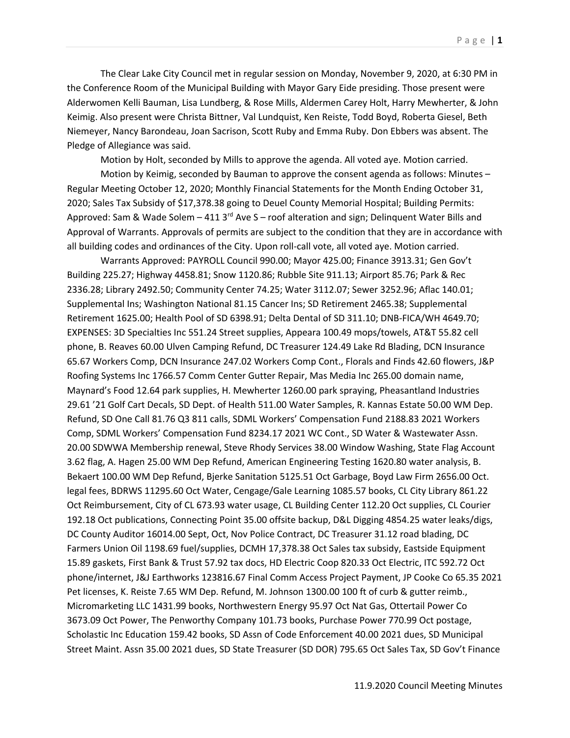The Clear Lake City Council met in regular session on Monday, November 9, 2020, at 6:30 PM in the Conference Room of the Municipal Building with Mayor Gary Eide presiding. Those present were Alderwomen Kelli Bauman, Lisa Lundberg, & Rose Mills, Aldermen Carey Holt, Harry Mewherter, & John Keimig. Also present were Christa Bittner, Val Lundquist, Ken Reiste, Todd Boyd, Roberta Giesel, Beth Niemeyer, Nancy Barondeau, Joan Sacrison, Scott Ruby and Emma Ruby. Don Ebbers was absent. The Pledge of Allegiance was said.

Motion by Holt, seconded by Mills to approve the agenda. All voted aye. Motion carried.

Motion by Keimig, seconded by Bauman to approve the consent agenda as follows: Minutes – Regular Meeting October 12, 2020; Monthly Financial Statements for the Month Ending October 31, 2020; Sales Tax Subsidy of $17,378.38 going to Deuel County Memorial Hospital; Building Permits: Approved: Sam & Wade Solem – 411 3rd Ave S – roof alteration and sign; Delinquent Water Bills and Approval of Warrants. Approvals of permits are subject to the condition that they are in accordance with all building codes and ordinances of the City. Upon roll-call vote, all voted aye. Motion carried.

Warrants Approved: PAYROLL Council 990.00; Mayor 425.00; Finance 3913.31; Gen Gov't Building 225.27; Highway 4458.81; Snow 1120.86; Rubble Site 911.13; Airport 85.76; Park & Rec 2336.28; Library 2492.50; Community Center 74.25; Water 3112.07; Sewer 3252.96; Aflac 140.01; Supplemental Ins; Washington National 81.15 Cancer Ins; SD Retirement 2465.38; Supplemental Retirement 1625.00; Health Pool of SD 6398.91; Delta Dental of SD 311.10; DNB-FICA/WH 4649.70; EXPENSES: 3D Specialties Inc 551.24 Street supplies, Appeara 100.49 mops/towels, AT&T 55.82 cell phone, B. Reaves 60.00 Ulven Camping Refund, DC Treasurer 124.49 Lake Rd Blading, DCN Insurance 65.67 Workers Comp, DCN Insurance 247.02 Workers Comp Cont., Florals and Finds 42.60 flowers, J&P Roofing Systems Inc 1766.57 Comm Center Gutter Repair, Mas Media Inc 265.00 domain name, Maynard's Food 12.64 park supplies, H. Mewherter 1260.00 park spraying, Pheasantland Industries 29.61 '21 Golf Cart Decals, SD Dept. of Health 511.00 Water Samples, R. Kannas Estate 50.00 WM Dep. Refund, SD One Call 81.76 Q3 811 calls, SDML Workers' Compensation Fund 2188.83 2021 Workers Comp, SDML Workers' Compensation Fund 8234.17 2021 WC Cont., SD Water & Wastewater Assn. 20.00 SDWWA Membership renewal, Steve Rhody Services 38.00 Window Washing, State Flag Account 3.62 flag, A. Hagen 25.00 WM Dep Refund, American Engineering Testing 1620.80 water analysis, B. Bekaert 100.00 WM Dep Refund, Bjerke Sanitation 5125.51 Oct Garbage, Boyd Law Firm 2656.00 Oct. legal fees, BDRWS 11295.60 Oct Water, Cengage/Gale Learning 1085.57 books, CL City Library 861.22 Oct Reimbursement, City of CL 673.93 water usage, CL Building Center 112.20 Oct supplies, CL Courier 192.18 Oct publications, Connecting Point 35.00 offsite backup, D&L Digging 4854.25 water leaks/digs, DC County Auditor 16014.00 Sept, Oct, Nov Police Contract, DC Treasurer 31.12 road blading, DC Farmers Union Oil 1198.69 fuel/supplies, DCMH 17,378.38 Oct Sales tax subsidy, Eastside Equipment 15.89 gaskets, First Bank & Trust 57.92 tax docs, HD Electric Coop 820.33 Oct Electric, ITC 592.72 Oct phone/internet, J&J Earthworks 123816.67 Final Comm Access Project Payment, JP Cooke Co 65.35 2021 Pet licenses, K. Reiste 7.65 WM Dep. Refund, M. Johnson 1300.00 100 ft of curb & gutter reimb., Micromarketing LLC 1431.99 books, Northwestern Energy 95.97 Oct Nat Gas, Ottertail Power Co 3673.09 Oct Power, The Penworthy Company 101.73 books, Purchase Power 770.99 Oct postage, Scholastic Inc Education 159.42 books, SD Assn of Code Enforcement 40.00 2021 dues, SD Municipal Street Maint. Assn 35.00 2021 dues, SD State Treasurer (SD DOR) 795.65 Oct Sales Tax, SD Gov't Finance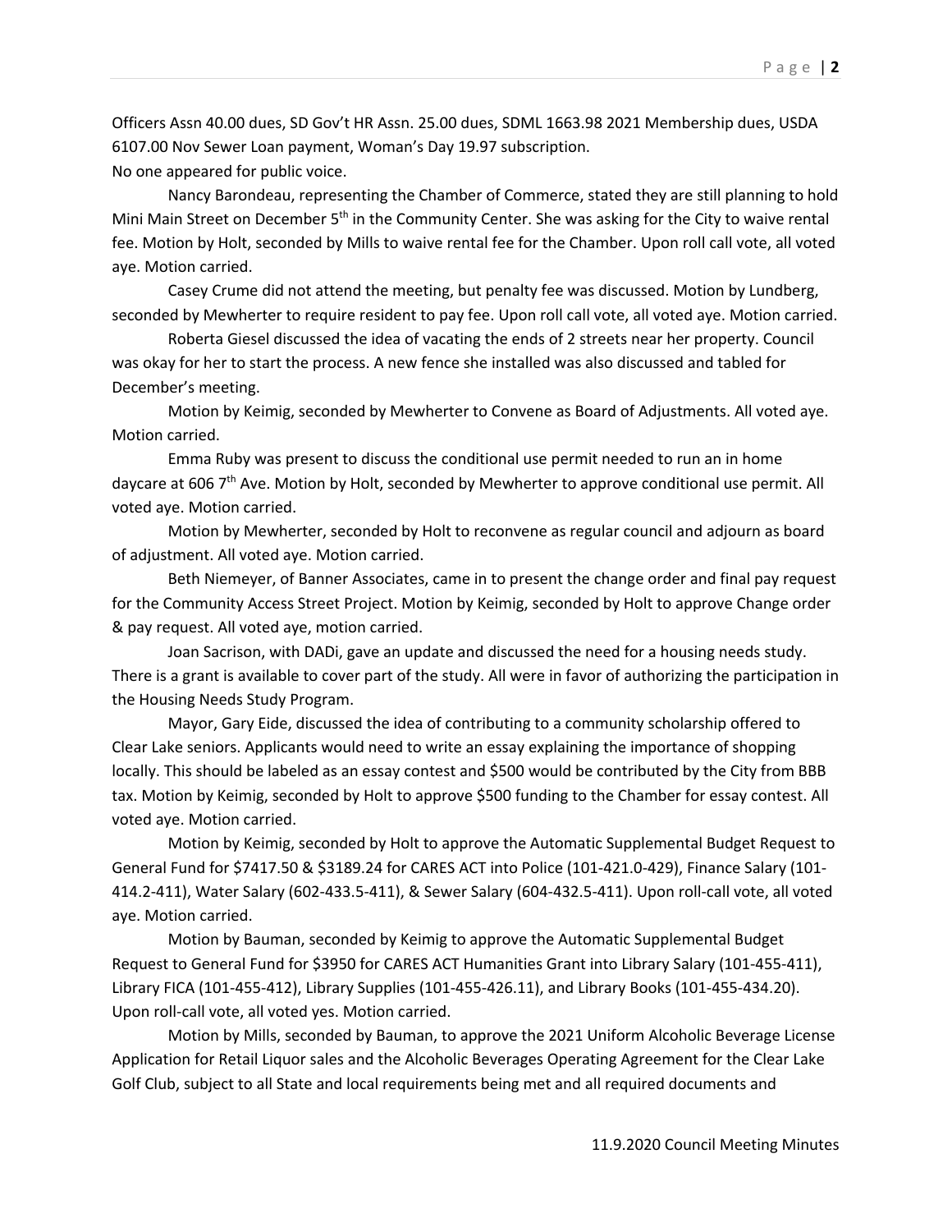Officers Assn 40.00 dues, SD Gov't HR Assn. 25.00 dues, SDML 1663.98 2021 Membership dues, USDA 6107.00 Nov Sewer Loan payment, Woman's Day 19.97 subscription.

No one appeared for public voice.

Nancy Barondeau, representing the Chamber of Commerce, stated they are still planning to hold Mini Main Street on December 5th in the Community Center. She was asking for the City to waive rental fee. Motion by Holt, seconded by Mills to waive rental fee for the Chamber. Upon roll call vote, all voted aye. Motion carried.

Casey Crume did not attend the meeting, but penalty fee was discussed. Motion by Lundberg, seconded by Mewherter to require resident to pay fee. Upon roll call vote, all voted aye. Motion carried.

Roberta Giesel discussed the idea of vacating the ends of 2 streets near her property. Council was okay for her to start the process. A new fence she installed was also discussed and tabled for December's meeting.

Motion by Keimig, seconded by Mewherter to Convene as Board of Adjustments. All voted aye. Motion carried.

Emma Ruby was present to discuss the conditional use permit needed to run an in home daycare at 606 7th Ave. Motion by Holt, seconded by Mewherter to approve conditional use permit. All voted aye. Motion carried.

Motion by Mewherter, seconded by Holt to reconvene as regular council and adjourn as board of adjustment. All voted aye. Motion carried.

Beth Niemeyer, of Banner Associates, came in to present the change order and final pay request for the Community Access Street Project. Motion by Keimig, seconded by Holt to approve Change order & pay request. All voted aye, motion carried.

Joan Sacrison, with DADi, gave an update and discussed the need for a housing needs study. There is a grant is available to cover part of the study. All were in favor of authorizing the participation in the Housing Needs Study Program.

Mayor, Gary Eide, discussed the idea of contributing to a community scholarship offered to Clear Lake seniors. Applicants would need to write an essay explaining the importance of shopping locally. This should be labeled as an essay contest and $500 would be contributed by the City from BBB tax. Motion by Keimig, seconded by Holt to approve $500 funding to the Chamber for essay contest. All voted aye. Motion carried.

Motion by Keimig, seconded by Holt to approve the Automatic Supplemental Budget Request to General Fund for $7417.50 & $3189.24 for CARES ACT into Police (101-421.0-429), Finance Salary (101-414.2-411), Water Salary (602-433.5-411), & Sewer Salary (604-432.5-411). Upon roll-call vote, all voted aye. Motion carried.

Motion by Bauman, seconded by Keimig to approve the Automatic Supplemental Budget Request to General Fund for $3950 for CARES ACT Humanities Grant into Library Salary (101-455-411), Library FICA (101-455-412), Library Supplies (101-455-426.11), and Library Books (101-455-434.20). Upon roll-call vote, all voted yes. Motion carried.

Motion by Mills, seconded by Bauman, to approve the 2021 Uniform Alcoholic Beverage License Application for Retail Liquor sales and the Alcoholic Beverages Operating Agreement for the Clear Lake Golf Club, subject to all State and local requirements being met and all required documents and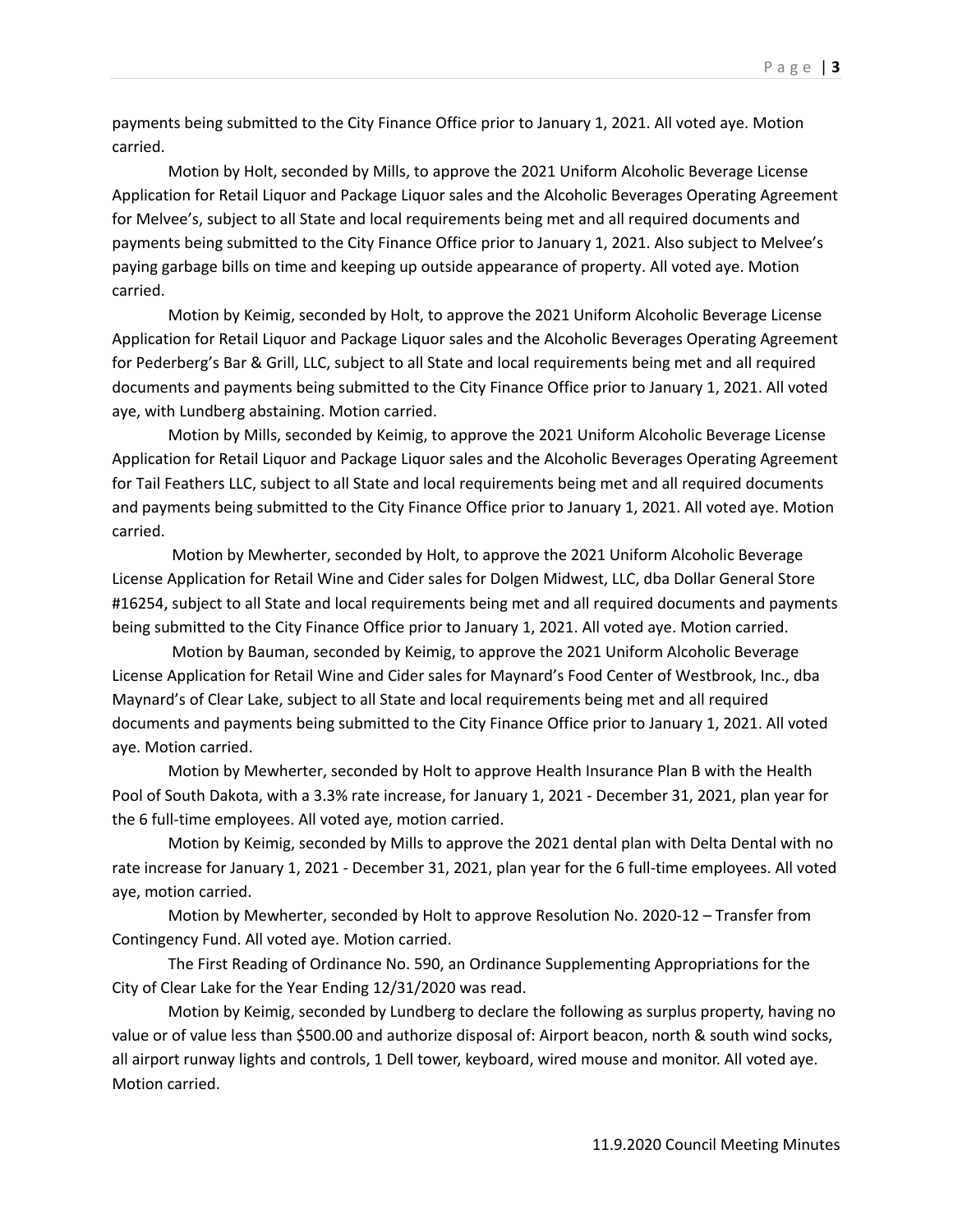payments being submitted to the City Finance Office prior to January 1, 2021. All voted aye. Motion carried.

Motion by Holt, seconded by Mills, to approve the 2021 Uniform Alcoholic Beverage License Application for Retail Liquor and Package Liquor sales and the Alcoholic Beverages Operating Agreement for Melvee's, subject to all State and local requirements being met and all required documents and payments being submitted to the City Finance Office prior to January 1, 2021. Also subject to Melvee's paying garbage bills on time and keeping up outside appearance of property. All voted aye. Motion carried.

Motion by Keimig, seconded by Holt, to approve the 2021 Uniform Alcoholic Beverage License Application for Retail Liquor and Package Liquor sales and the Alcoholic Beverages Operating Agreement for Pederberg's Bar & Grill, LLC, subject to all State and local requirements being met and all required documents and payments being submitted to the City Finance Office prior to January 1, 2021. All voted aye, with Lundberg abstaining. Motion carried.

Motion by Mills, seconded by Keimig, to approve the 2021 Uniform Alcoholic Beverage License Application for Retail Liquor and Package Liquor sales and the Alcoholic Beverages Operating Agreement for Tail Feathers LLC, subject to all State and local requirements being met and all required documents and payments being submitted to the City Finance Office prior to January 1, 2021. All voted aye. Motion carried.

Motion by Mewherter, seconded by Holt, to approve the 2021 Uniform Alcoholic Beverage License Application for Retail Wine and Cider sales for Dolgen Midwest, LLC, dba Dollar General Store #16254, subject to all State and local requirements being met and all required documents and payments being submitted to the City Finance Office prior to January 1, 2021. All voted aye. Motion carried.

Motion by Bauman, seconded by Keimig, to approve the 2021 Uniform Alcoholic Beverage License Application for Retail Wine and Cider sales for Maynard's Food Center of Westbrook, Inc., dba Maynard's of Clear Lake, subject to all State and local requirements being met and all required documents and payments being submitted to the City Finance Office prior to January 1, 2021. All voted aye. Motion carried.

Motion by Mewherter, seconded by Holt to approve Health Insurance Plan B with the Health Pool of South Dakota, with a 3.3% rate increase, for January 1, 2021 - December 31, 2021, plan year for the 6 full-time employees. All voted aye, motion carried.

Motion by Keimig, seconded by Mills to approve the 2021 dental plan with Delta Dental with no rate increase for January 1, 2021 - December 31, 2021, plan year for the 6 full-time employees. All voted aye, motion carried.

Motion by Mewherter, seconded by Holt to approve Resolution No. 2020-12 – Transfer from Contingency Fund. All voted aye. Motion carried.

The First Reading of Ordinance No. 590, an Ordinance Supplementing Appropriations for the City of Clear Lake for the Year Ending 12/31/2020 was read.

Motion by Keimig, seconded by Lundberg to declare the following as surplus property, having no value or of value less than $500.00 and authorize disposal of: Airport beacon, north & south wind socks, all airport runway lights and controls, 1 Dell tower, keyboard, wired mouse and monitor. All voted aye. Motion carried.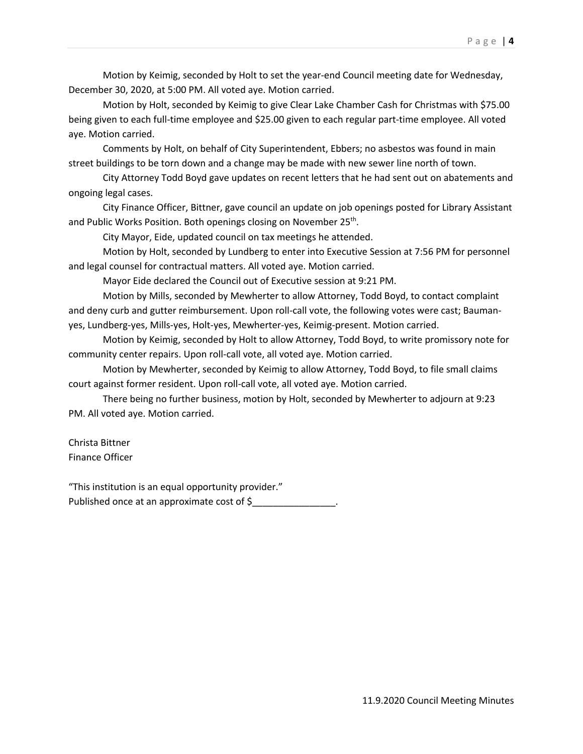Motion by Keimig, seconded by Holt to set the year-end Council meeting date for Wednesday, December 30, 2020, at 5:00 PM. All voted aye. Motion carried.

Motion by Holt, seconded by Keimig to give Clear Lake Chamber Cash for Christmas with $75.00 being given to each full-time employee and $25.00 given to each regular part-time employee. All voted aye. Motion carried.

Comments by Holt, on behalf of City Superintendent, Ebbers; no asbestos was found in main street buildings to be torn down and a change may be made with new sewer line north of town.

City Attorney Todd Boyd gave updates on recent letters that he had sent out on abatements and ongoing legal cases.

City Finance Officer, Bittner, gave council an update on job openings posted for Library Assistant and Public Works Position. Both openings closing on November 25th.

City Mayor, Eide, updated council on tax meetings he attended.

Motion by Holt, seconded by Lundberg to enter into Executive Session at 7:56 PM for personnel and legal counsel for contractual matters. All voted aye. Motion carried.

Mayor Eide declared the Council out of Executive session at 9:21 PM.

Motion by Mills, seconded by Mewherter to allow Attorney, Todd Boyd, to contact complaint and deny curb and gutter reimbursement. Upon roll-call vote, the following votes were cast; Bauman-yes, Lundberg-yes, Mills-yes, Holt-yes, Mewherter-yes, Keimig-present. Motion carried.

Motion by Keimig, seconded by Holt to allow Attorney, Todd Boyd, to write promissory note for community center repairs. Upon roll-call vote, all voted aye. Motion carried.

Motion by Mewherter, seconded by Keimig to allow Attorney, Todd Boyd, to file small claims court against former resident. Upon roll-call vote, all voted aye. Motion carried.

There being no further business, motion by Holt, seconded by Mewherter to adjourn at 9:23 PM. All voted aye. Motion carried.

Christa Bittner
Finance Officer

"This institution is an equal opportunity provider."
Published once at an approximate cost of $________________.